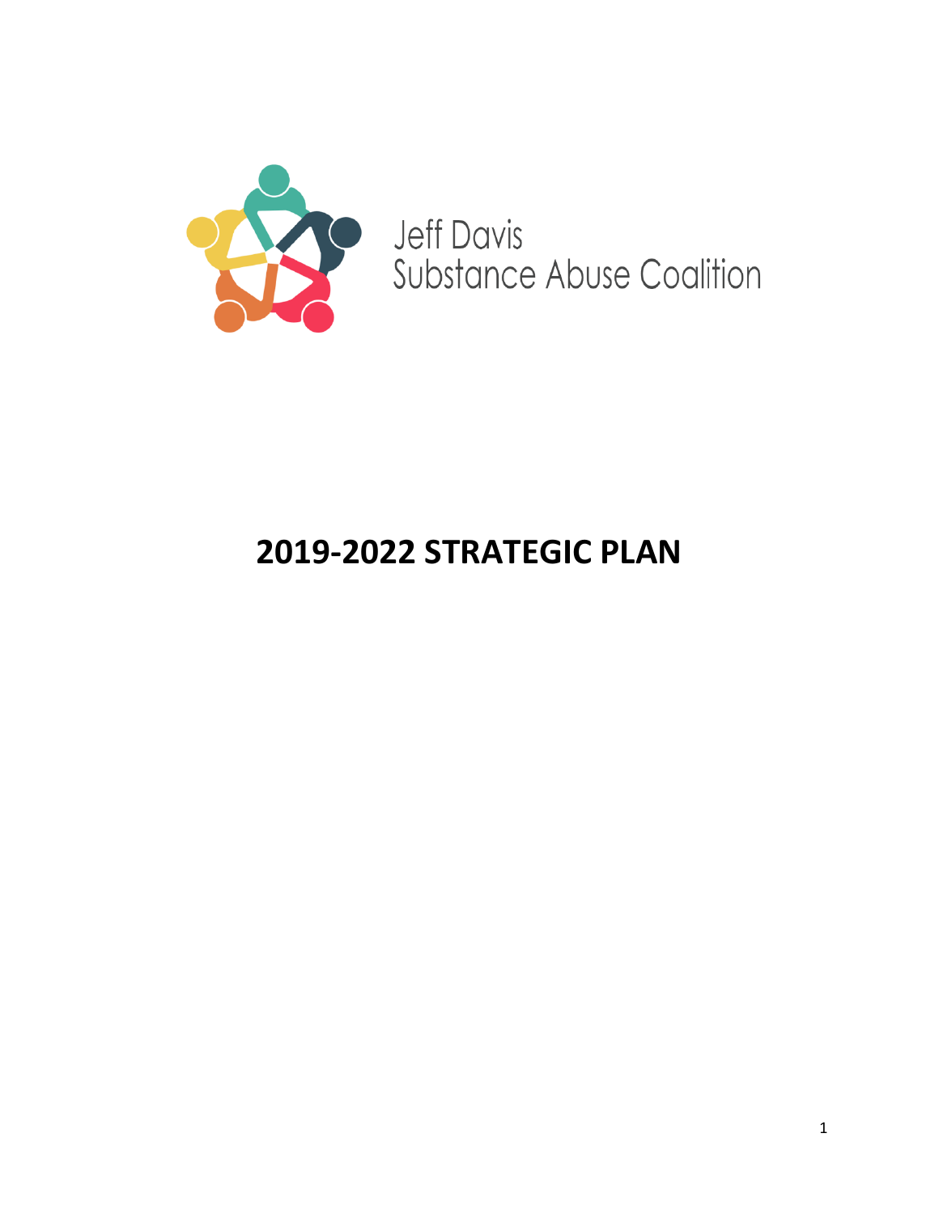Jeff Davis
Substance Abuse Coalition

# 2019-2022 STRATEGIC PLAN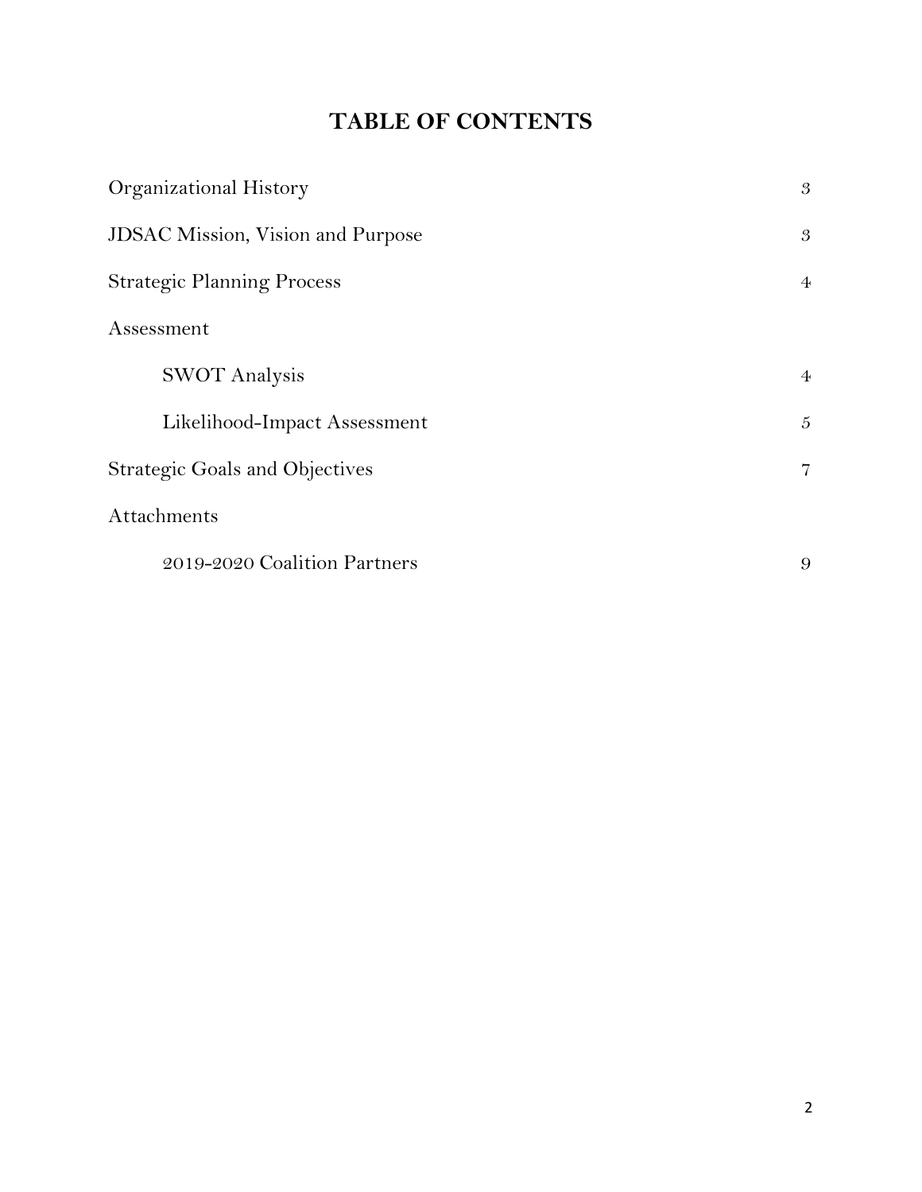# TABLE OF CONTENTS

| | |
|---|---|
| Organizational History | 3 |
| JDSAC Mission, Vision and Purpose | 3 |
| Strategic Planning Process | 4 |
| Assessment | |
| SWOT Analysis | 4 |
| Likelihood-Impact Assessment | 5 |
| Strategic Goals and Objectives | 7 |
| Attachments | |
| 2019-2020 Coalition Partners | 9 |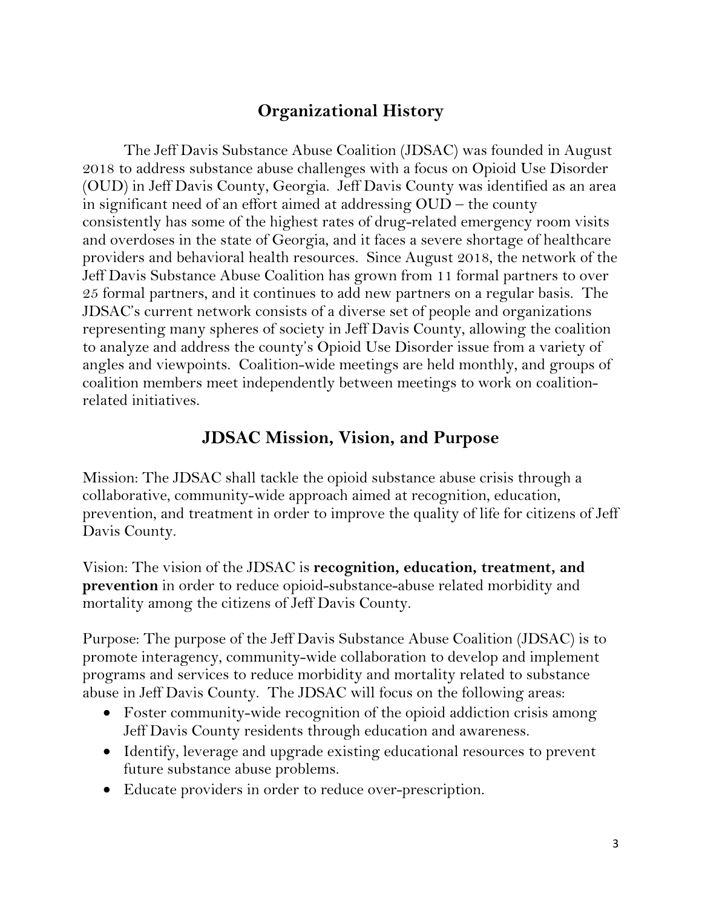## Organizational History

The Jeff Davis Substance Abuse Coalition (JDSAC) was founded in August 2018 to address substance abuse challenges with a focus on Opioid Use Disorder (OUD) in Jeff Davis County, Georgia. Jeff Davis County was identified as an area in significant need of an effort aimed at addressing OUD – the county consistently has some of the highest rates of drug-related emergency room visits and overdoses in the state of Georgia, and it faces a severe shortage of healthcare providers and behavioral health resources. Since August 2018, the network of the Jeff Davis Substance Abuse Coalition has grown from 11 formal partners to over 25 formal partners, and it continues to add new partners on a regular basis. The JDSAC's current network consists of a diverse set of people and organizations representing many spheres of society in Jeff Davis County, allowing the coalition to analyze and address the county's Opioid Use Disorder issue from a variety of angles and viewpoints. Coalition-wide meetings are held monthly, and groups of coalition members meet independently between meetings to work on coalition-related initiatives.

## JDSAC Mission, Vision, and Purpose

Mission: The JDSAC shall tackle the opioid substance abuse crisis through a collaborative, community-wide approach aimed at recognition, education, prevention, and treatment in order to improve the quality of life for citizens of Jeff Davis County.

Vision: The vision of the JDSAC is **recognition, education, treatment, and prevention** in order to reduce opioid-substance-abuse related morbidity and mortality among the citizens of Jeff Davis County.

Purpose: The purpose of the Jeff Davis Substance Abuse Coalition (JDSAC) is to promote interagency, community-wide collaboration to develop and implement programs and services to reduce morbidity and mortality related to substance abuse in Jeff Davis County. The JDSAC will focus on the following areas:

- Foster community-wide recognition of the opioid addiction crisis among Jeff Davis County residents through education and awareness.
- Identify, leverage and upgrade existing educational resources to prevent future substance abuse problems.
- Educate providers in order to reduce over-prescription.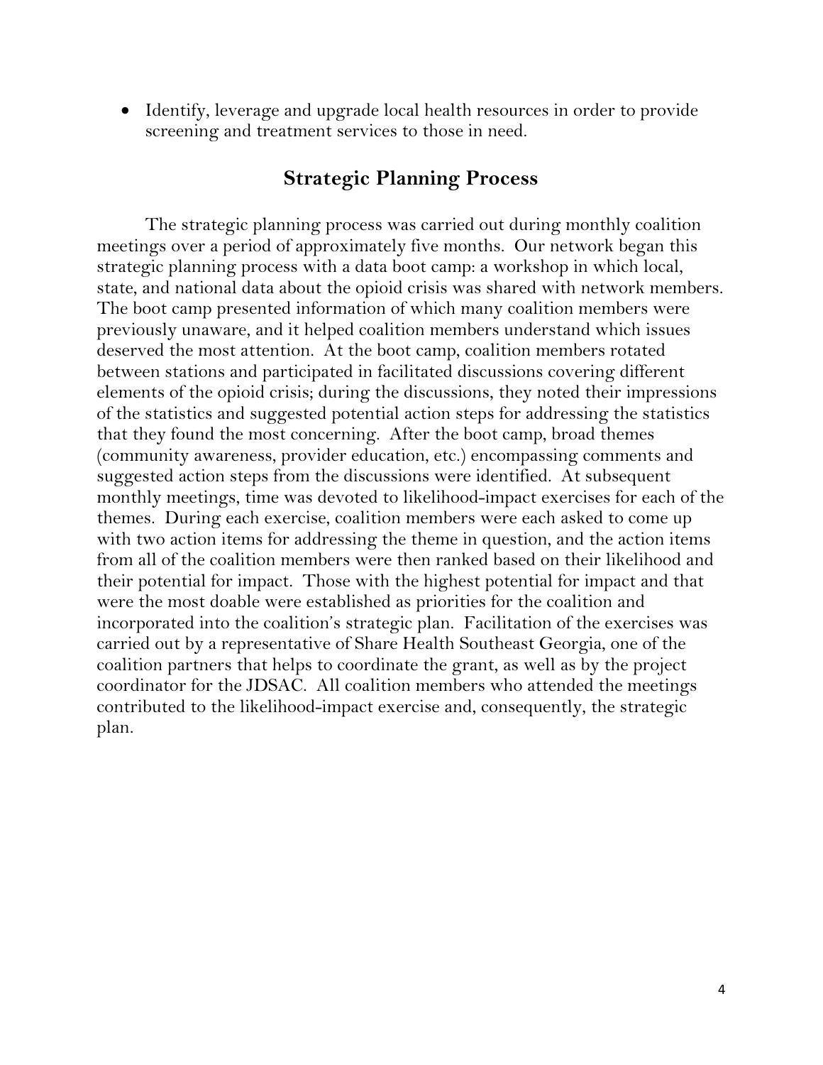- Identify, leverage and upgrade local health resources in order to provide screening and treatment services to those in need.

## Strategic Planning Process

The strategic planning process was carried out during monthly coalition meetings over a period of approximately five months. Our network began this strategic planning process with a data boot camp: a workshop in which local, state, and national data about the opioid crisis was shared with network members. The boot camp presented information of which many coalition members were previously unaware, and it helped coalition members understand which issues deserved the most attention. At the boot camp, coalition members rotated between stations and participated in facilitated discussions covering different elements of the opioid crisis; during the discussions, they noted their impressions of the statistics and suggested potential action steps for addressing the statistics that they found the most concerning. After the boot camp, broad themes (community awareness, provider education, etc.) encompassing comments and suggested action steps from the discussions were identified. At subsequent monthly meetings, time was devoted to likelihood-impact exercises for each of the themes. During each exercise, coalition members were each asked to come up with two action items for addressing the theme in question, and the action items from all of the coalition members were then ranked based on their likelihood and their potential for impact. Those with the highest potential for impact and that were the most doable were established as priorities for the coalition and incorporated into the coalition's strategic plan. Facilitation of the exercises was carried out by a representative of Share Health Southeast Georgia, one of the coalition partners that helps to coordinate the grant, as well as by the project coordinator for the JDSAC. All coalition members who attended the meetings contributed to the likelihood-impact exercise and, consequently, the strategic plan.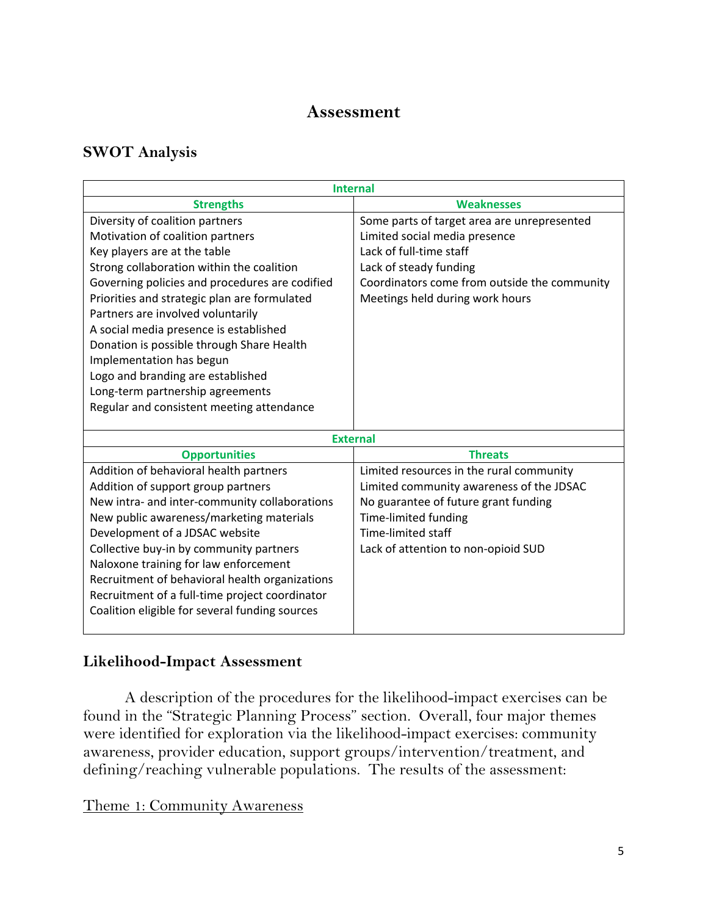# Assessment

## SWOT Analysis

| Internal | |
|---|---|
| **Strengths** | **Weaknesses** |
| Diversity of coalition partners<br>Motivation of coalition partners<br>Key players are at the table<br>Strong collaboration within the coalition<br>Governing policies and procedures are codified<br>Priorities and strategic plan are formulated<br>Partners are involved voluntarily<br>A social media presence is established<br>Donation is possible through Share Health<br>Implementation has begun<br>Logo and branding are established<br>Long-term partnership agreements<br>Regular and consistent meeting attendance | Some parts of target area are unrepresented<br>Limited social media presence<br>Lack of full-time staff<br>Lack of steady funding<br>Coordinators come from outside the community<br>Meetings held during work hours |
| **External** | |
| **Opportunities** | **Threats** |
| Addition of behavioral health partners<br>Addition of support group partners<br>New intra- and inter-community collaborations<br>New public awareness/marketing materials<br>Development of a JDSAC website<br>Collective buy-in by community partners<br>Naloxone training for law enforcement<br>Recruitment of behavioral health organizations<br>Recruitment of a full-time project coordinator<br>Coalition eligible for several funding sources | Limited resources in the rural community<br>Limited community awareness of the JDSAC<br>No guarantee of future grant funding<br>Time-limited funding<br>Time-limited staff<br>Lack of attention to non-opioid SUD |

## Likelihood-Impact Assessment

A description of the procedures for the likelihood-impact exercises can be found in the "Strategic Planning Process" section. Overall, four major themes were identified for exploration via the likelihood-impact exercises: community awareness, provider education, support groups/intervention/treatment, and defining/reaching vulnerable populations. The results of the assessment:

Theme 1: Community Awareness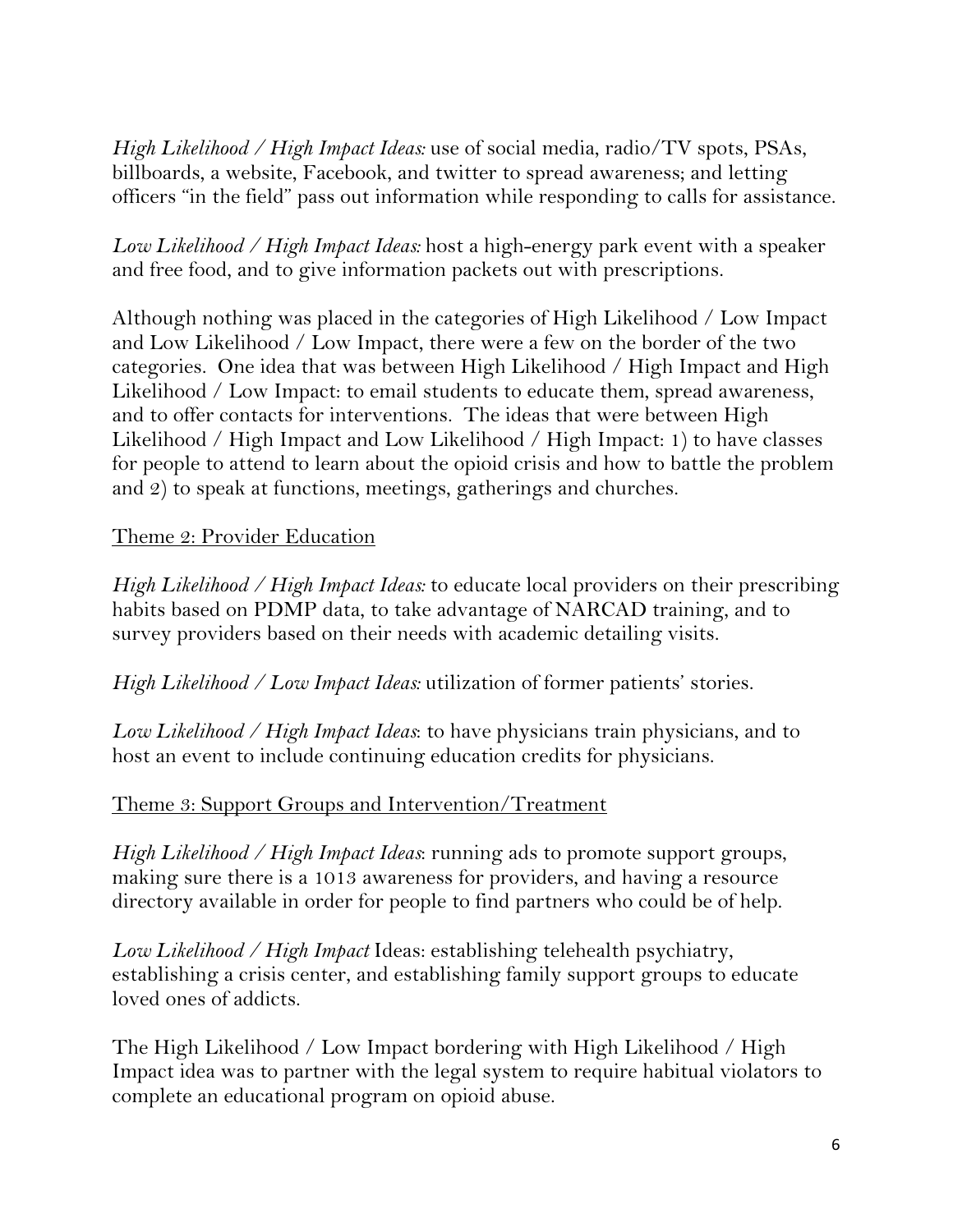*High Likelihood / High Impact Ideas:* use of social media, radio/TV spots, PSAs, billboards, a website, Facebook, and twitter to spread awareness; and letting officers "in the field" pass out information while responding to calls for assistance.

*Low Likelihood / High Impact Ideas:* host a high-energy park event with a speaker and free food, and to give information packets out with prescriptions.

Although nothing was placed in the categories of High Likelihood / Low Impact and Low Likelihood / Low Impact, there were a few on the border of the two categories. One idea that was between High Likelihood / High Impact and High Likelihood / Low Impact: to email students to educate them, spread awareness, and to offer contacts for interventions. The ideas that were between High Likelihood / High Impact and Low Likelihood / High Impact: 1) to have classes for people to attend to learn about the opioid crisis and how to battle the problem and 2) to speak at functions, meetings, gatherings and churches.

<u>Theme 2: Provider Education</u>

*High Likelihood / High Impact Ideas:* to educate local providers on their prescribing habits based on PDMP data, to take advantage of NARCAD training, and to survey providers based on their needs with academic detailing visits.

*High Likelihood / Low Impact Ideas:* utilization of former patients' stories.

*Low Likelihood / High Impact Ideas*: to have physicians train physicians, and to host an event to include continuing education credits for physicians.

<u>Theme 3: Support Groups and Intervention/Treatment</u>

*High Likelihood / High Impact Ideas*: running ads to promote support groups, making sure there is a 1013 awareness for providers, and having a resource directory available in order for people to find partners who could be of help.

*Low Likelihood / High Impact* Ideas: establishing telehealth psychiatry, establishing a crisis center, and establishing family support groups to educate loved ones of addicts.

The High Likelihood / Low Impact bordering with High Likelihood / High Impact idea was to partner with the legal system to require habitual violators to complete an educational program on opioid abuse.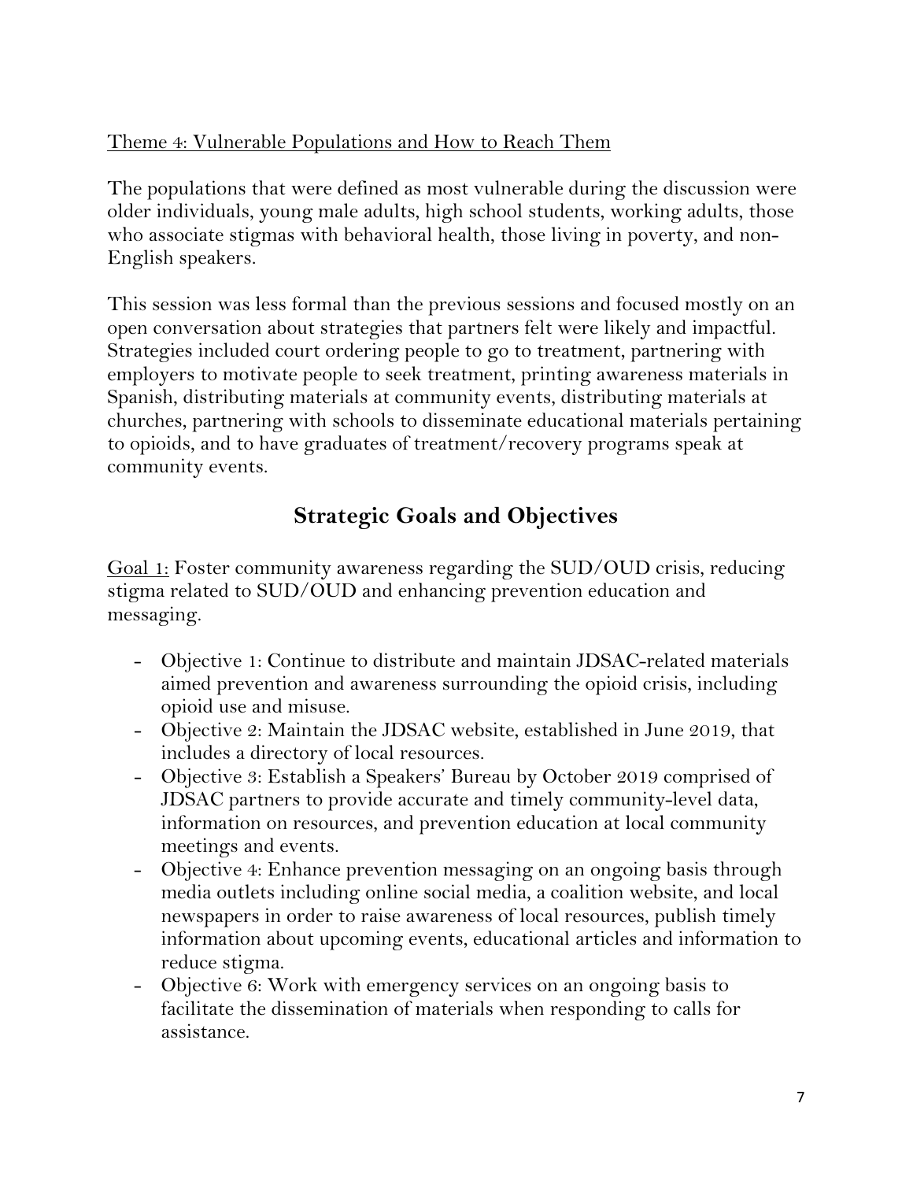Theme 4: Vulnerable Populations and How to Reach Them

The populations that were defined as most vulnerable during the discussion were older individuals, young male adults, high school students, working adults, those who associate stigmas with behavioral health, those living in poverty, and non-English speakers.

This session was less formal than the previous sessions and focused mostly on an open conversation about strategies that partners felt were likely and impactful. Strategies included court ordering people to go to treatment, partnering with employers to motivate people to seek treatment, printing awareness materials in Spanish, distributing materials at community events, distributing materials at churches, partnering with schools to disseminate educational materials pertaining to opioids, and to have graduates of treatment/recovery programs speak at community events.

## Strategic Goals and Objectives

Goal 1: Foster community awareness regarding the SUD/OUD crisis, reducing stigma related to SUD/OUD and enhancing prevention education and messaging.

- Objective 1: Continue to distribute and maintain JDSAC-related materials aimed prevention and awareness surrounding the opioid crisis, including opioid use and misuse.
- Objective 2: Maintain the JDSAC website, established in June 2019, that includes a directory of local resources.
- Objective 3: Establish a Speakers' Bureau by October 2019 comprised of JDSAC partners to provide accurate and timely community-level data, information on resources, and prevention education at local community meetings and events.
- Objective 4: Enhance prevention messaging on an ongoing basis through media outlets including online social media, a coalition website, and local newspapers in order to raise awareness of local resources, publish timely information about upcoming events, educational articles and information to reduce stigma.
- Objective 6: Work with emergency services on an ongoing basis to facilitate the dissemination of materials when responding to calls for assistance.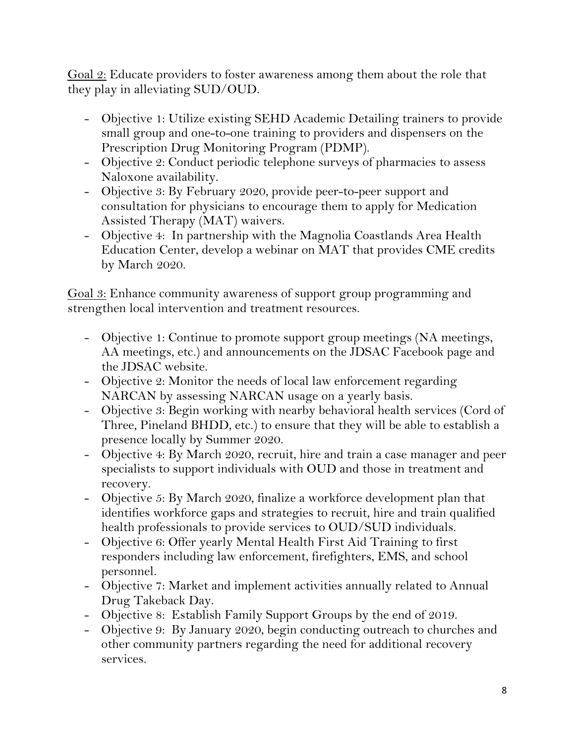<u>Goal 2:</u> Educate providers to foster awareness among them about the role that they play in alleviating SUD/OUD.

- Objective 1: Utilize existing SEHD Academic Detailing trainers to provide small group and one-to-one training to providers and dispensers on the Prescription Drug Monitoring Program (PDMP).
- Objective 2: Conduct periodic telephone surveys of pharmacies to assess Naloxone availability.
- Objective 3: By February 2020, provide peer-to-peer support and consultation for physicians to encourage them to apply for Medication Assisted Therapy (MAT) waivers.
- Objective 4: In partnership with the Magnolia Coastlands Area Health Education Center, develop a webinar on MAT that provides CME credits by March 2020.

<u>Goal 3:</u> Enhance community awareness of support group programming and strengthen local intervention and treatment resources.

- Objective 1: Continue to promote support group meetings (NA meetings, AA meetings, etc.) and announcements on the JDSAC Facebook page and the JDSAC website.
- Objective 2: Monitor the needs of local law enforcement regarding NARCAN by assessing NARCAN usage on a yearly basis.
- Objective 3: Begin working with nearby behavioral health services (Cord of Three, Pineland BHDD, etc.) to ensure that they will be able to establish a presence locally by Summer 2020.
- Objective 4: By March 2020, recruit, hire and train a case manager and peer specialists to support individuals with OUD and those in treatment and recovery.
- Objective 5: By March 2020, finalize a workforce development plan that identifies workforce gaps and strategies to recruit, hire and train qualified health professionals to provide services to OUD/SUD individuals.
- Objective 6: Offer yearly Mental Health First Aid Training to first responders including law enforcement, firefighters, EMS, and school personnel.
- Objective 7: Market and implement activities annually related to Annual Drug Takeback Day.
- Objective 8: Establish Family Support Groups by the end of 2019.
- Objective 9: By January 2020, begin conducting outreach to churches and other community partners regarding the need for additional recovery services.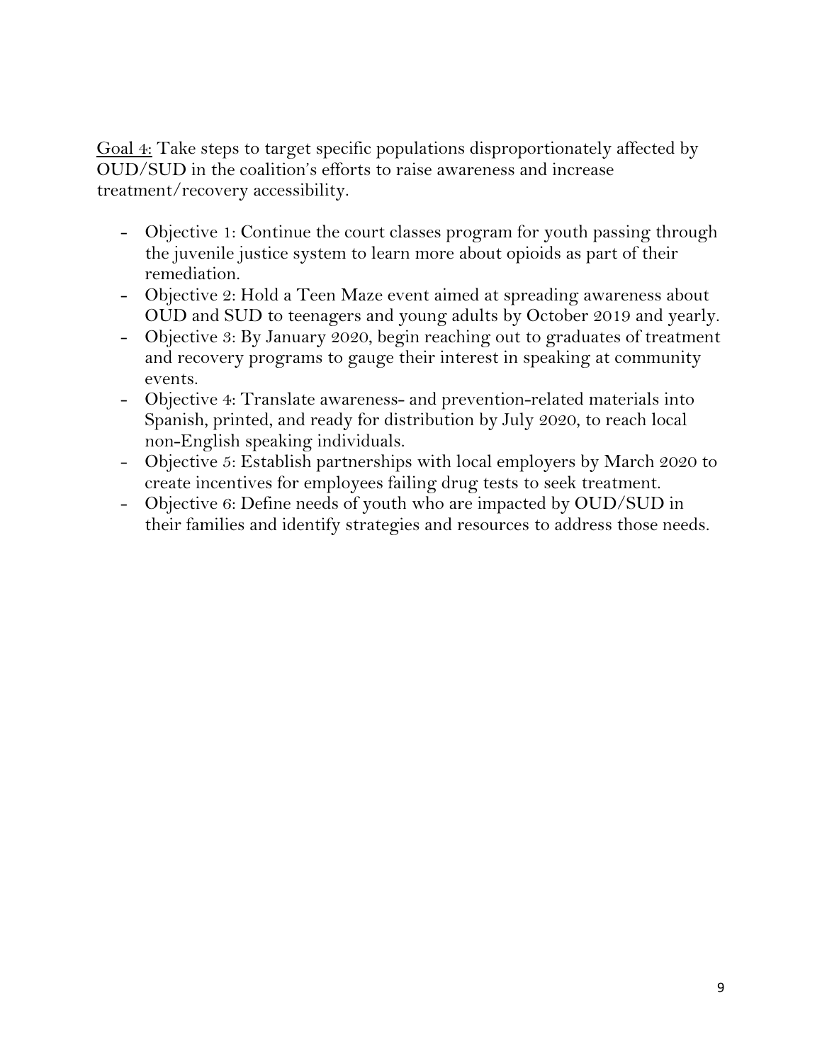<u>Goal 4:</u> Take steps to target specific populations disproportionately affected by OUD/SUD in the coalition's efforts to raise awareness and increase treatment/recovery accessibility.

- Objective 1: Continue the court classes program for youth passing through the juvenile justice system to learn more about opioids as part of their remediation.
- Objective 2: Hold a Teen Maze event aimed at spreading awareness about OUD and SUD to teenagers and young adults by October 2019 and yearly.
- Objective 3: By January 2020, begin reaching out to graduates of treatment and recovery programs to gauge their interest in speaking at community events.
- Objective 4: Translate awareness- and prevention-related materials into Spanish, printed, and ready for distribution by July 2020, to reach local non-English speaking individuals.
- Objective 5: Establish partnerships with local employers by March 2020 to create incentives for employees failing drug tests to seek treatment.
- Objective 6: Define needs of youth who are impacted by OUD/SUD in their families and identify strategies and resources to address those needs.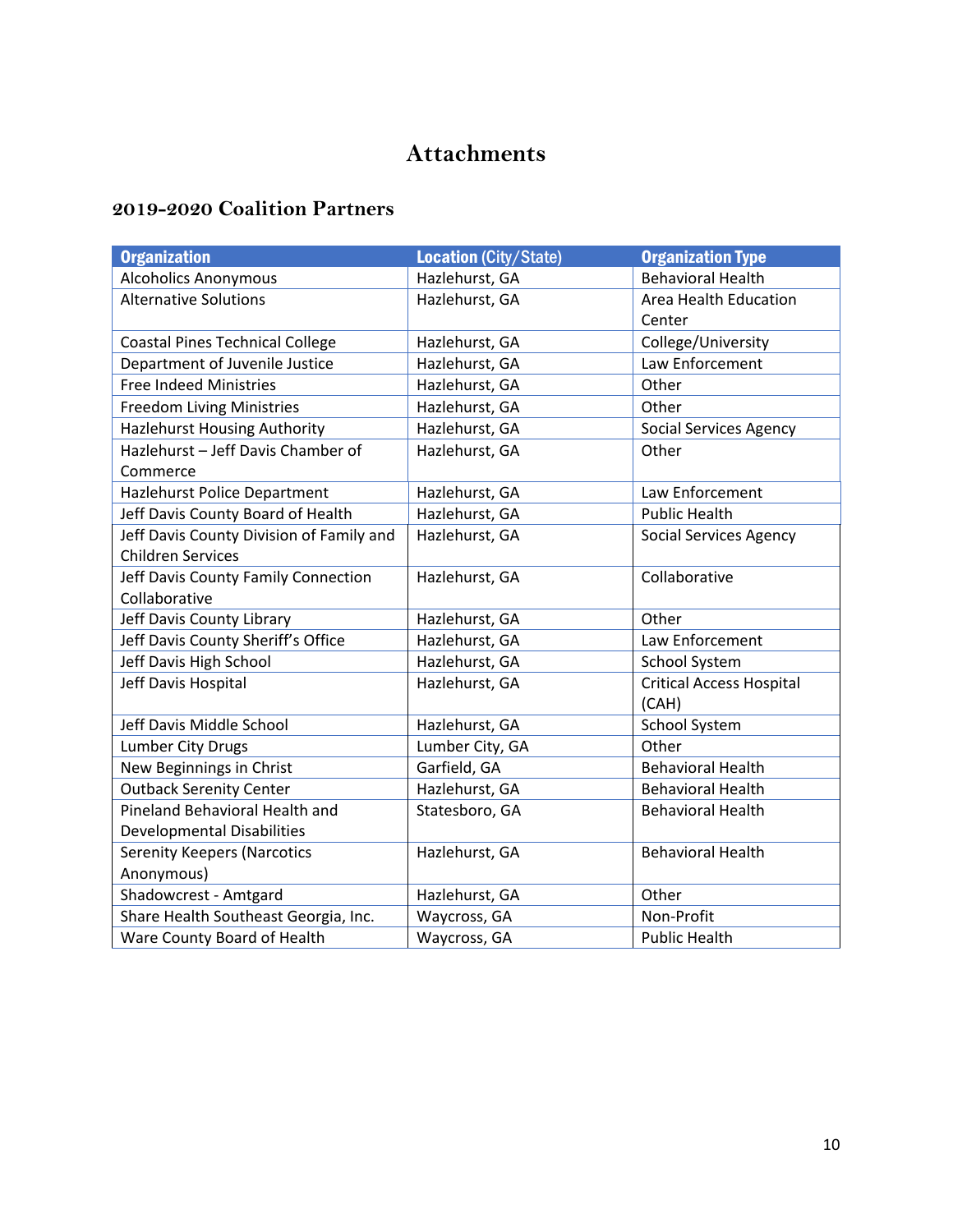# Attachments

## 2019-2020 Coalition Partners

| Organization | Location (City/State) | Organization Type |
|---|---|---|
| Alcoholics Anonymous | Hazlehurst, GA | Behavioral Health |
| Alternative Solutions | Hazlehurst, GA | Area Health Education Center |
| Coastal Pines Technical College | Hazlehurst, GA | College/University |
| Department of Juvenile Justice | Hazlehurst, GA | Law Enforcement |
| Free Indeed Ministries | Hazlehurst, GA | Other |
| Freedom Living Ministries | Hazlehurst, GA | Other |
| Hazlehurst Housing Authority | Hazlehurst, GA | Social Services Agency |
| Hazlehurst – Jeff Davis Chamber of Commerce | Hazlehurst, GA | Other |
| Hazlehurst Police Department | Hazlehurst, GA | Law Enforcement |
| Jeff Davis County Board of Health | Hazlehurst, GA | Public Health |
| Jeff Davis County Division of Family and Children Services | Hazlehurst, GA | Social Services Agency |
| Jeff Davis County Family Connection Collaborative | Hazlehurst, GA | Collaborative |
| Jeff Davis County Library | Hazlehurst, GA | Other |
| Jeff Davis County Sheriff's Office | Hazlehurst, GA | Law Enforcement |
| Jeff Davis High School | Hazlehurst, GA | School System |
| Jeff Davis Hospital | Hazlehurst, GA | Critical Access Hospital (CAH) |
| Jeff Davis Middle School | Hazlehurst, GA | School System |
| Lumber City Drugs | Lumber City, GA | Other |
| New Beginnings in Christ | Garfield, GA | Behavioral Health |
| Outback Serenity Center | Hazlehurst, GA | Behavioral Health |
| Pineland Behavioral Health and Developmental Disabilities | Statesboro, GA | Behavioral Health |
| Serenity Keepers (Narcotics Anonymous) | Hazlehurst, GA | Behavioral Health |
| Shadowcrest - Amtgard | Hazlehurst, GA | Other |
| Share Health Southeast Georgia, Inc. | Waycross, GA | Non-Profit |
| Ware County Board of Health | Waycross, GA | Public Health |